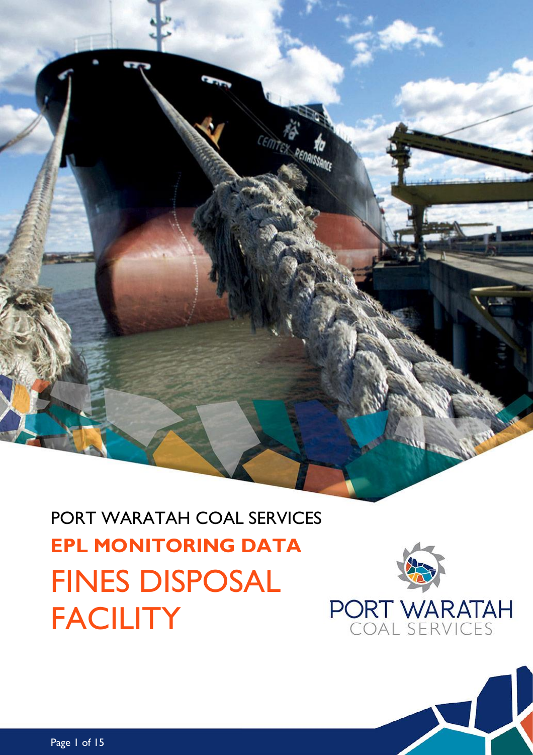PORT WARATAH COAL SERVICES

**EPL MONITORING DATA**

# FINES DISPOSAL FACILITY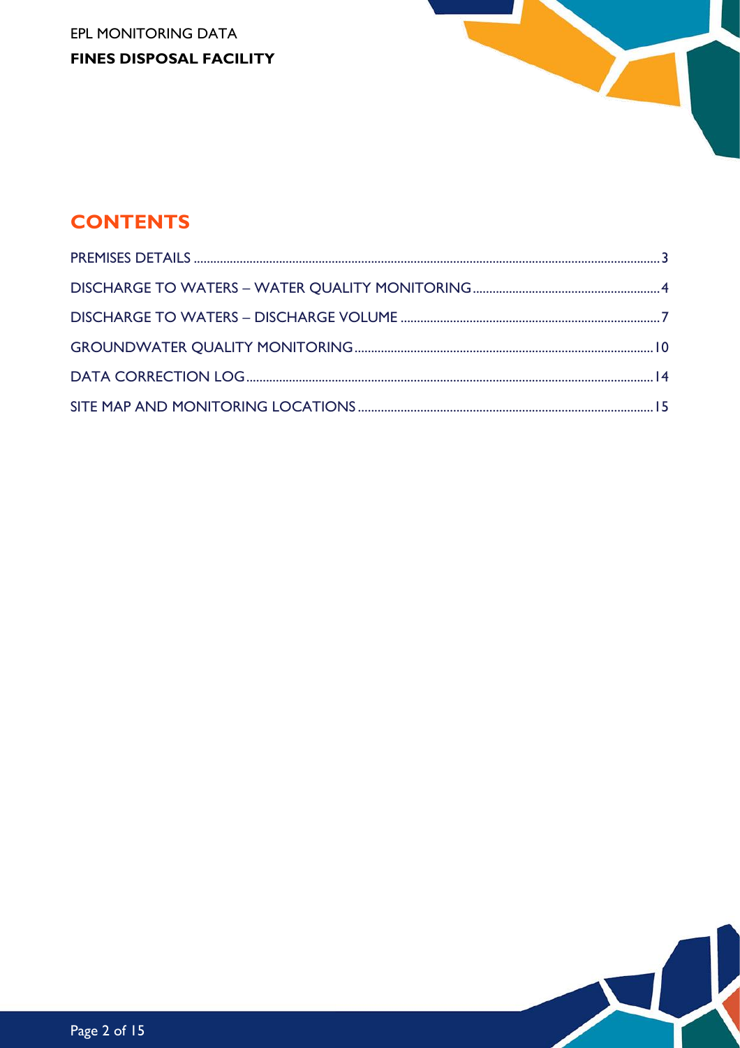# CONTENTS

PREMISES DETAILS .......... 3

DISCHARGE TO WATERS – WATER QUALITY MONITORING .......... 4

DISCHARGE TO WATERS – DISCHARGE VOLUME .......... 7

GROUNDWATER QUALITY MONITORING .......... 10

DATA CORRECTION LOG .......... 14

SITE MAP AND MONITORING LOCATIONS .......... 15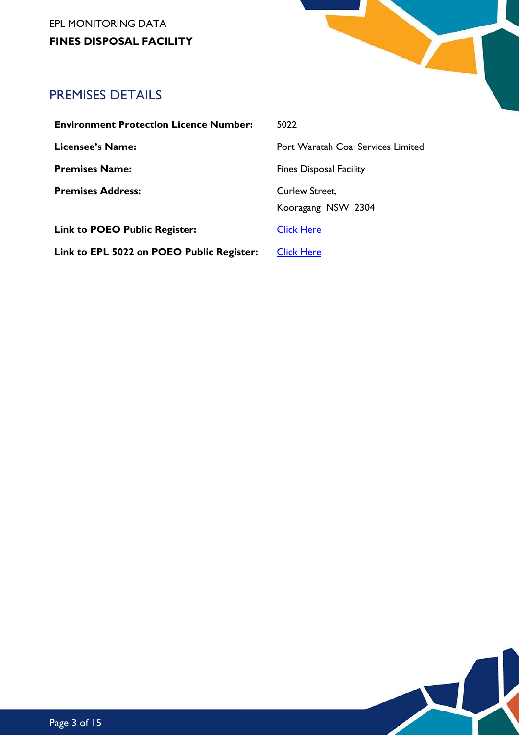## PREMISES DETAILS

| | |
|---|---|
| **Environment Protection Licence Number:** | 5022 |
| **Licensee's Name:** | Port Waratah Coal Services Limited |
| **Premises Name:** | Fines Disposal Facility |
| **Premises Address:** | Curlew Street,<br>Kooragang NSW 2304 |
| **Link to POEO Public Register:** | Click Here |
| **Link to EPL 5022 on POEO Public Register:** | Click Here |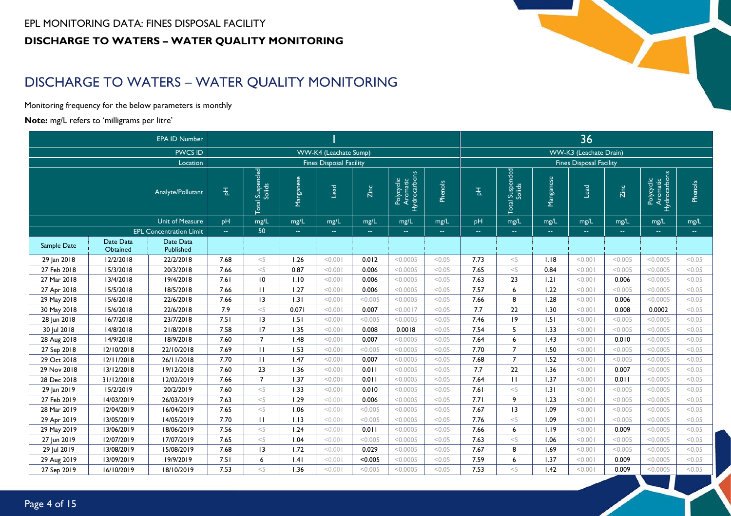EPL MONITORING DATA: FINES DISPOSAL FACILITY

**DISCHARGE TO WATERS – WATER QUALITY MONITORING**

## DISCHARGE TO WATERS – WATER QUALITY MONITORING

Monitoring frequency for the below parameters is monthly

**Note:** mg/L refers to 'milligrams per litre'

| | | EPA ID Number | 1 | | | | | | | 36 | | | | | | |
|---|---|---|---|---|---|---|---|---|---|---|---|---|---|---|---|---|
| | | PWCS ID | WW-K4 (Leachate Sump) | | | | | | | WW-K3 (Leachate Drain) | | | | | | |
| | | Location | Fines Disposal Facility | | | | | | | Fines Disposal Facility | | | | | | |
| | | Analyte/Pollutant | pH | Total Suspended Solids | Manganese | Lead | Zinc | Polycyclic Aromatic Hydrocarbons | Phenols | pH | Total Suspended Solids | Manganese | Lead | Zinc | Polycyclic Aromatic Hydrocarbons | Phenols |
| | | Unit of Measure | pH | mg/L | mg/L | mg/L | mg/L | mg/L | mg/L | pH | mg/L | mg/L | mg/L | mg/L | mg/L | mg/L |
| | | EPL Concentration Limit | -- | 50 | -- | -- | -- | -- | -- | -- | -- | -- | -- | -- | -- | -- |
| Sample Date | Date Data Obtained | Date Data Published | | | | | | | | | | | | | | |
| 29 Jan 2018 | 12/2/2018 | 22/2/2018 | 7.68 | <5 | 1.26 | <0.001 | 0.012 | <0.0005 | <0.05 | 7.73 | <5 | 1.18 | <0.001 | <0.005 | <0.0005 | <0.05 |
| 27 Feb 2018 | 15/3/2018 | 20/3/2018 | 7.66 | <5 | 0.87 | <0.001 | 0.006 | <0.0005 | <0.05 | 7.65 | <5 | 0.84 | <0.001 | <0.005 | <0.0005 | <0.05 |
| 27 Mar 2018 | 13/4/2018 | 19/4/2018 | 7.61 | 10 | 1.10 | <0.001 | 0.006 | <0.0005 | <0.05 | 7.63 | 23 | 1.21 | <0.001 | 0.006 | <0.0005 | <0.05 |
| 27 Apr 2018 | 15/5/2018 | 18/5/2018 | 7.66 | 11 | 1.27 | <0.001 | 0.006 | <0.0005 | <0.05 | 7.57 | 6 | 1.22 | <0.001 | <0.005 | <0.0005 | <0.05 |
| 29 May 2018 | 15/6/2018 | 22/6/2018 | 7.66 | 13 | 1.31 | <0.001 | <0.005 | <0.0005 | <0.05 | 7.66 | 8 | 1.28 | <0.001 | 0.006 | <0.0005 | <0.05 |
| 30 May 2018 | 15/6/2018 | 22/6/2018 | 7.9 | <5 | 0.071 | <0.001 | 0.007 | <0.0017 | <0.05 | 7.7 | 22 | 1.30 | <0.001 | 0.008 | 0.0002 | <0.05 |
| 28 Jun 2018 | 16/7/2018 | 23/7/2018 | 7.51 | 13 | 1.51 | <0.001 | <0.005 | <0.0005 | <0.05 | 7.46 | 19 | 1.51 | <0.001 | <0.005 | <0.0005 | <0.05 |
| 30 Jul 2018 | 14/8/2018 | 21/8/2018 | 7.58 | 17 | 1.35 | <0.001 | 0.008 | 0.0018 | <0.05 | 7.54 | 5 | 1.33 | <0.001 | <0.005 | <0.0005 | <0.05 |
| 28 Aug 2018 | 14/9/2018 | 18/9/2018 | 7.60 | 7 | 1.48 | <0.001 | 0.007 | <0.0005 | <0.05 | 7.64 | 6 | 1.43 | <0.001 | 0.010 | <0.0005 | <0.05 |
| 27 Sep 2018 | 12/10/2018 | 22/10/2018 | 7.69 | 11 | 1.53 | <0.001 | <0.005 | <0.0005 | <0.05 | 7.70 | 7 | 1.50 | <0.001 | <0.005 | <0.0005 | <0.05 |
| 29 Oct 2018 | 12/11/2018 | 26/11/2018 | 7.70 | 11 | 1.47 | <0.001 | 0.007 | <0.0005 | <0.05 | 7.68 | 7 | 1.52 | <0.001 | <0.005 | <0.0005 | <0.05 |
| 29 Nov 2018 | 13/12/2018 | 19/12/2018 | 7.60 | 23 | 1.36 | <0.001 | 0.011 | <0.0005 | <0.05 | 7.7 | 22 | 1.36 | <0.001 | 0.007 | <0.0005 | <0.05 |
| 28 Dec 2018 | 31/12/2018 | 12/02/2019 | 7.66 | 7 | 1.37 | <0.001 | 0.011 | <0.0005 | <0.05 | 7.64 | 11 | 1.37 | <0.001 | 0.011 | <0.0005 | <0.05 |
| 29 Jan 2019 | 15/2/2019 | 20/2/2019 | 7.60 | <5 | 1.33 | <0.001 | 0.010 | <0.0005 | <0.05 | 7.61 | <5 | 1.31 | <0.001 | <0.005 | <0.0005 | <0.05 |
| 27 Feb 2019 | 14/03/2019 | 26/03/2019 | 7.63 | <5 | 1.29 | <0.001 | 0.006 | <0.0005 | <0.05 | 7.71 | 9 | 1.23 | <0.001 | <0.005 | <0.0005 | <0.05 |
| 28 Mar 2019 | 12/04/2019 | 16/04/2019 | 7.65 | <5 | 1.06 | <0.001 | <0.005 | <0.0005 | <0.05 | 7.67 | 13 | 1.09 | <0.001 | <0.005 | <0.0005 | <0.05 |
| 29 Apr 2019 | 13/05/2019 | 14/05/2019 | 7.70 | 11 | 1.13 | <0.001 | <0.005 | <0.0005 | <0.05 | 7.76 | <5 | 1.09 | <0.001 | <0.005 | <0.0005 | <0.05 |
| 29 May 2019 | 13/06/2019 | 18/06/2019 | 7.56 | <5 | 1.24 | <0.001 | 0.011 | <0.0005 | <0.05 | 7.66 | 6 | 1.19 | <0.001 | 0.009 | <0.0005 | <0.05 |
| 27 Jun 2019 | 12/07/2019 | 17/07/2019 | 7.65 | <5 | 1.04 | <0.001 | <0.005 | <0.0005 | <0.05 | 7.63 | <5 | 1.06 | <0.001 | <0.005 | <0.0005 | <0.05 |
| 29 Jul 2019 | 13/08/2019 | 15/08/2019 | 7.68 | 13 | 1.72 | <0.001 | 0.029 | <0.0005 | <0.05 | 7.67 | 8 | 1.69 | <0.001 | <0.005 | <0.0005 | <0.05 |
| 29 Aug 2019 | 13/09/2019 | 19/9/2019 | 7.51 | 6 | 1.41 | <0.001 | <0.005 | <0.0005 | <0.05 | 7.59 | 6 | 1.37 | <0.001 | 0.009 | <0.0005 | <0.05 |
| 27 Sep 2019 | 16/10/2019 | 18/10/2019 | 7.53 | <5 | 1.36 | <0.001 | <0.005 | <0.0005 | <0.05 | 7.53 | <5 | 1.42 | <0.001 | 0.009 | <0.0005 | <0.05 |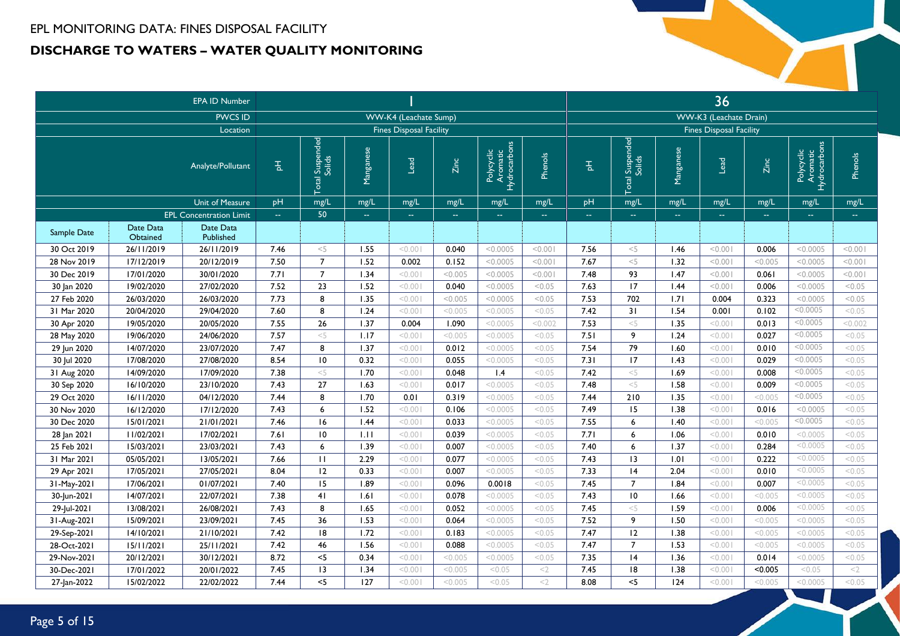EPL MONITORING DATA: FINES DISPOSAL FACILITY

## DISCHARGE TO WATERS – WATER QUALITY MONITORING

| | | EPA ID Number | 1 | | | | | | | 36 | | | | | | |
|---|---|---|---|---|---|---|---|---|---|---|---|---|---|---|---|---|
| | | PWCS ID | WW-K4 (Leachate Sump) | | | | | | | WW-K3 (Leachate Drain) | | | | | | |
| | | Location | Fines Disposal Facility | | | | | | | Fines Disposal Facility | | | | | | |
| | | Analyte/Pollutant | pH | Total Suspended Solids | Manganese | Lead | Zinc | Polycyclic Aromatic Hydrocarbons | Phenols | pH | Total Suspended Solids | Manganese | Lead | Zinc | Polycyclic Aromatic Hydrocarbons | Phenols |
| | | Unit of Measure | pH | mg/L | mg/L | mg/L | mg/L | mg/L | mg/L | pH | mg/L | mg/L | mg/L | mg/L | mg/L | mg/L |
| | | EPL Concentration Limit | -- | 50 | -- | -- | -- | -- | -- | -- | -- | -- | -- | -- | -- | -- |
| Sample Date | Date Data Obtained | Date Data Published | | | | | | | | | | | | | | |
| 30 Oct 2019 | 26/11/2019 | 26/11/2019 | 7.46 | <5 | 1.55 | <0.001 | 0.040 | <0.0005 | <0.001 | 7.56 | <5 | 1.46 | <0.001 | 0.006 | <0.0005 | <0.001 |
| 28 Nov 2019 | 17/12/2019 | 20/12/2019 | 7.50 | 7 | 1.52 | 0.002 | 0.152 | <0.0005 | <0.001 | 7.67 | <5 | 1.32 | <0.001 | <0.005 | <0.0005 | <0.001 |
| 30 Dec 2019 | 17/01/2020 | 30/01/2020 | 7.71 | 7 | 1.34 | <0.001 | <0.005 | <0.0005 | <0.001 | 7.48 | 93 | 1.47 | <0.001 | 0.061 | <0.0005 | <0.001 |
| 30 Jan 2020 | 19/02/2020 | 27/02/2020 | 7.52 | 23 | 1.52 | <0.001 | 0.040 | <0.0005 | <0.05 | 7.63 | 17 | 1.44 | <0.001 | 0.006 | <0.0005 | <0.05 |
| 27 Feb 2020 | 26/03/2020 | 26/03/2020 | 7.73 | 8 | 1.35 | <0.001 | <0.005 | <0.0005 | <0.05 | 7.53 | 702 | 1.71 | 0.004 | 0.323 | <0.0005 | <0.05 |
| 31 Mar 2020 | 20/04/2020 | 29/04/2020 | 7.60 | 8 | 1.24 | <0.001 | <0.005 | <0.0005 | <0.05 | 7.42 | 31 | 1.54 | 0.001 | 0.102 | <0.0005 | <0.05 |
| 30 Apr 2020 | 19/05/2020 | 20/05/2020 | 7.55 | 26 | 1.37 | 0.004 | 1.090 | <0.0005 | <0.002 | 7.53 | <5 | 1.35 | <0.001 | 0.013 | <0.0005 | <0.002 |
| 28 May 2020 | 19/06/2020 | 24/06/2020 | 7.57 | <5 | 1.17 | <0.001 | <0.005 | <0.0005 | <0.05 | 7.51 | 9 | 1.24 | <0.001 | 0.027 | <0.0005 | <0.05 |
| 29 Jun 2020 | 14/07/2020 | 23/07/2020 | 7.47 | 8 | 1.37 | <0.001 | 0.012 | <0.0005 | <0.05 | 7.54 | 79 | 1.60 | <0.001 | 0.010 | <0.0005 | <0.05 |
| 30 Jul 2020 | 17/08/2020 | 27/08/2020 | 8.54 | 10 | 0.32 | <0.001 | 0.055 | <0.0005 | <0.05 | 7.31 | 17 | 1.43 | <0.001 | 0.029 | <0.0005 | <0.05 |
| 31 Aug 2020 | 14/09/2020 | 17/09/2020 | 7.38 | <5 | 1.70 | <0.001 | 0.048 | 1.4 | <0.05 | 7.42 | <5 | 1.69 | <0.001 | 0.008 | <0.0005 | <0.05 |
| 30 Sep 2020 | 16/10/2020 | 23/10/2020 | 7.43 | 27 | 1.63 | <0.001 | 0.017 | <0.0005 | <0.05 | 7.48 | <5 | 1.58 | <0.001 | 0.009 | <0.0005 | <0.05 |
| 29 Oct 2020 | 16/11/2020 | 04/12/2020 | 7.44 | 8 | 1.70 | 0.01 | 0.319 | <0.0005 | <0.05 | 7.44 | 210 | 1.35 | <0.001 | <0.005 | <0.0005 | <0.05 |
| 30 Nov 2020 | 16/12/2020 | 17/12/2020 | 7.43 | 6 | 1.52 | <0.001 | 0.106 | <0.0005 | <0.05 | 7.49 | 15 | 1.38 | <0.001 | 0.016 | <0.0005 | <0.05 |
| 30 Dec 2020 | 15/01/2021 | 21/01/2021 | 7.46 | 16 | 1.44 | <0.001 | 0.033 | <0.0005 | <0.05 | 7.55 | 6 | 1.40 | <0.001 | <0.005 | <0.0005 | <0.05 |
| 28 Jan 2021 | 11/02/2021 | 17/02/2021 | 7.61 | 10 | 1.11 | <0.001 | 0.039 | <0.0005 | <0.05 | 7.71 | 6 | 1.06 | <0.001 | 0.010 | <0.0005 | <0.05 |
| 25 Feb 2021 | 15/03/2021 | 23/03/2021 | 7.43 | 6 | 1.39 | <0.001 | 0.007 | <0.0005 | <0.05 | 7.40 | 6 | 1.37 | <0.001 | 0.284 | <0.0005 | <0.05 |
| 31 Mar 2021 | 05/05/2021 | 13/05/2021 | 7.66 | 11 | 2.29 | <0.001 | 0.077 | <0.0005 | <0.05 | 7.43 | 13 | 1.01 | <0.001 | 0.222 | <0.0005 | <0.05 |
| 29 Apr 2021 | 17/05/2021 | 27/05/2021 | 8.04 | 12 | 0.33 | <0.001 | 0.007 | <0.0005 | <0.05 | 7.33 | 14 | 2.04 | <0.001 | 0.010 | <0.0005 | <0.05 |
| 31-May-2021 | 17/06/2021 | 01/07/2021 | 7.40 | 15 | 1.89 | <0.001 | 0.096 | 0.0018 | <0.05 | 7.45 | 7 | 1.84 | <0.001 | 0.007 | <0.0005 | <0.05 |
| 30-Jun-2021 | 14/07/2021 | 22/07/2021 | 7.38 | 41 | 1.61 | <0.001 | 0.078 | <0.0005 | <0.05 | 7.43 | 10 | 1.66 | <0.001 | <0.005 | <0.0005 | <0.05 |
| 29-Jul-2021 | 13/08/2021 | 26/08/2021 | 7.43 | 8 | 1.65 | <0.001 | 0.052 | <0.0005 | <0.05 | 7.45 | <5 | 1.59 | <0.001 | 0.006 | <0.0005 | <0.05 |
| 31-Aug-2021 | 15/09/2021 | 23/09/2021 | 7.45 | 36 | 1.53 | <0.001 | 0.064 | <0.0005 | <0.05 | 7.52 | 9 | 1.50 | <0.001 | <0.005 | <0.0005 | <0.05 |
| 29-Sep-2021 | 14/10/2021 | 21/10/2021 | 7.42 | 18 | 1.72 | <0.001 | 0.183 | <0.0005 | <0.05 | 7.47 | 12 | 1.38 | <0.001 | <0.005 | <0.0005 | <0.05 |
| 28-Oct-2021 | 15/11/2021 | 25/11/2021 | 7.42 | 46 | 1.56 | <0.001 | 0.088 | <0.0005 | <0.05 | 7.47 | 7 | 1.53 | <0.001 | <0.005 | <0.0005 | <0.05 |
| 29-Nov-2021 | 20/12/2021 | 30/12/2021 | 8.72 | <5 | 0.34 | <0.001 | <0.005 | <0.0005 | <0.05 | 7.35 | 14 | 1.36 | <0.001 | 0.014 | <0.0005 | <0.05 |
| 30-Dec-2021 | 17/01/2022 | 20/01/2022 | 7.45 | 13 | 1.34 | <0.001 | <0.005 | <0.05 | <2 | 7.45 | 18 | 1.38 | <0.001 | <0.005 | <0.05 | <2 |
| 27-Jan-2022 | 15/02/2022 | 22/02/2022 | 7.44 | <5 | 127 | <0.001 | <0.005 | <0.05 | <2 | 8.08 | <5 | 124 | <0.001 | <0.005 | <0.0005 | <0.05 |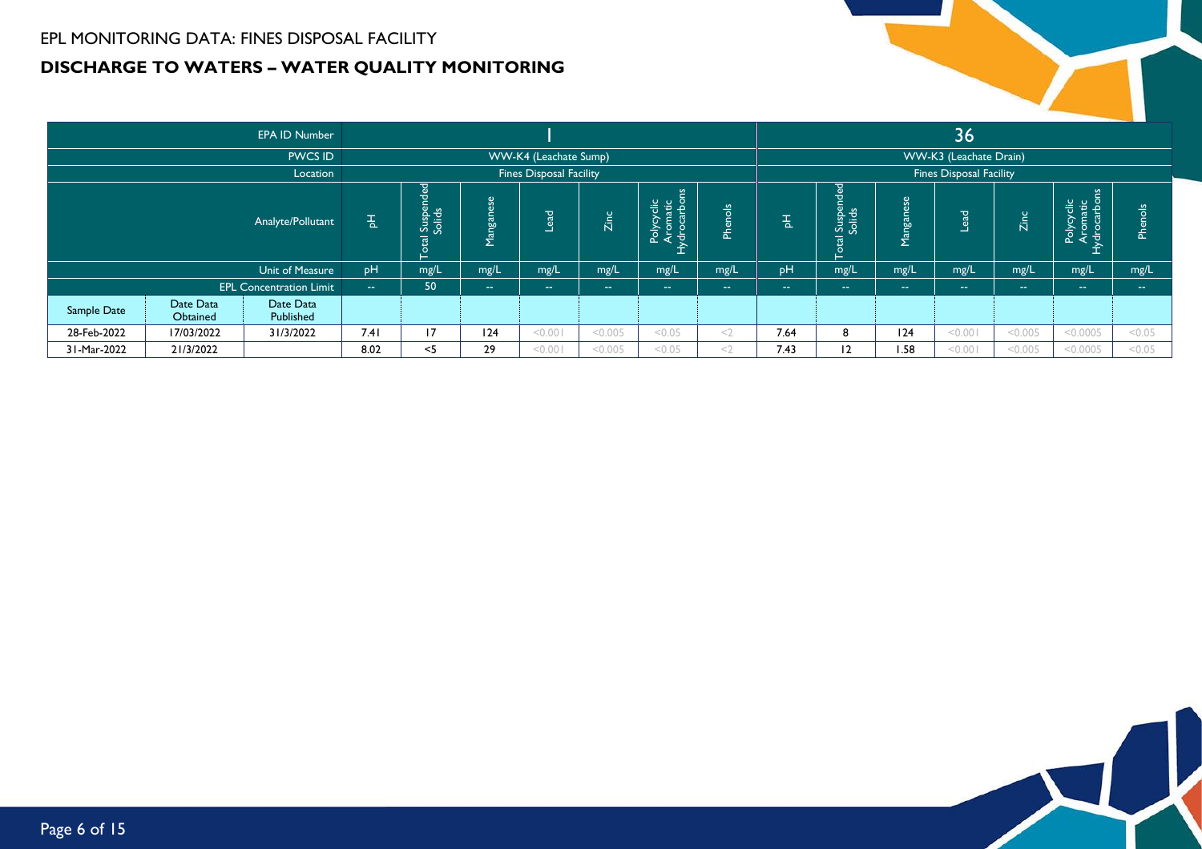EPL MONITORING DATA: FINES DISPOSAL FACILITY

## DISCHARGE TO WATERS – WATER QUALITY MONITORING

| | | EPA ID Number | 1 | | | | | | | 36 | | | | | | |
|---|---|---|---|---|---|---|---|---|---|---|---|---|---|---|---|---|
| | | PWCS ID | WW-K4 (Leachate Sump) | | | | | | | WW-K3 (Leachate Drain) | | | | | | |
| | | Location | Fines Disposal Facility | | | | | | | Fines Disposal Facility | | | | | | |
| | | Analyte/Pollutant | pH | Total Suspended Solids | Manganese | Lead | Zinc | Polycyclic Aromatic Hydrocarbons | Phenols | pH | Total Suspended Solids | Manganese | Lead | Zinc | Polycyclic Aromatic Hydrocarbons | Phenols |
| | | Unit of Measure | pH | mg/L | mg/L | mg/L | mg/L | mg/L | mg/L | pH | mg/L | mg/L | mg/L | mg/L | mg/L | mg/L |
| | | EPL Concentration Limit | -- | 50 | -- | -- | -- | -- | -- | -- | -- | -- | -- | -- | -- | -- |
| Sample Date | Date Data Obtained | Date Data Published | | | | | | | | | | | | | | |
| 28-Feb-2022 | 17/03/2022 | 31/3/2022 | 7.41 | 17 | 124 | <0.001 | <0.005 | <0.05 | <2 | 7.64 | 8 | 124 | <0.001 | <0.005 | <0.0005 | <0.05 |
| 31-Mar-2022 | 21/3/2022 | | 8.02 | <5 | 29 | <0.001 | <0.005 | <0.05 | <2 | 7.43 | 12 | 1.58 | <0.001 | <0.005 | <0.0005 | <0.05 |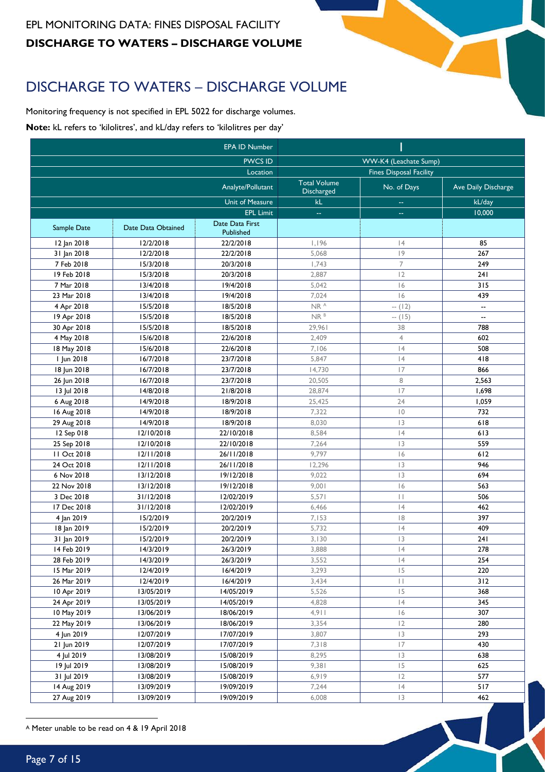# DISCHARGE TO WATERS – DISCHARGE VOLUME

Monitoring frequency is not specified in EPL 5022 for discharge volumes.

**Note:** kL refers to 'kilolitres', and kL/day refers to 'kilolitres per day'

| | | EPA ID Number | 1 | | |
|---|---|---|---|---|---|
| | | PWCS ID | WW-K4 (Leachate Sump) | | |
| | | Location | Fines Disposal Facility | | |
| | | Analyte/Pollutant | Total Volume Discharged | No. of Days | Ave Daily Discharge |
| | | Unit of Measure | kL | -- | kL/day |
| | | EPL Limit | -- | -- | 10,000 |
| Sample Date | Date Data Obtained | Date Data First Published | | | |
| 12 Jan 2018 | 12/2/2018 | 22/2/2018 | 1,196 | 14 | 85 |
| 31 Jan 2018 | 12/2/2018 | 22/2/2018 | 5,068 | 19 | 267 |
| 7 Feb 2018 | 15/3/2018 | 20/3/2018 | 1,743 | 7 | 249 |
| 19 Feb 2018 | 15/3/2018 | 20/3/2018 | 2,887 | 12 | 241 |
| 7 Mar 2018 | 13/4/2018 | 19/4/2018 | 5,042 | 16 | 315 |
| 23 Mar 2018 | 13/4/2018 | 19/4/2018 | 7,024 | 16 | 439 |
| 4 Apr 2018 | 15/5/2018 | 18/5/2018 | NR [A] | -- (12) | -- |
| 19 Apr 2018 | 15/5/2018 | 18/5/2018 | NR [B] | -- (15) | -- |
| 30 Apr 2018 | 15/5/2018 | 18/5/2018 | 29,961 | 38 | 788 |
| 4 May 2018 | 15/6/2018 | 22/6/2018 | 2,409 | 4 | 602 |
| 18 May 2018 | 15/6/2018 | 22/6/2018 | 7,106 | 14 | 508 |
| 1 Jun 2018 | 16/7/2018 | 23/7/2018 | 5,847 | 14 | 418 |
| 18 Jun 2018 | 16/7/2018 | 23/7/2018 | 14,730 | 17 | 866 |
| 26 Jun 2018 | 16/7/2018 | 23/7/2018 | 20,505 | 8 | 2,563 |
| 13 Jul 2018 | 14/8/2018 | 21/8/2018 | 28,874 | 17 | 1,698 |
| 6 Aug 2018 | 14/9/2018 | 18/9/2018 | 25,425 | 24 | 1,059 |
| 16 Aug 2018 | 14/9/2018 | 18/9/2018 | 7,322 | 10 | 732 |
| 29 Aug 2018 | 14/9/2018 | 18/9/2018 | 8,030 | 13 | 618 |
| 12 Sep 018 | 12/10/2018 | 22/10/2018 | 8,584 | 14 | 613 |
| 25 Sep 2018 | 12/10/2018 | 22/10/2018 | 7,264 | 13 | 559 |
| 11 Oct 2018 | 12/11/2018 | 26/11/2018 | 9,797 | 16 | 612 |
| 24 Oct 2018 | 12/11/2018 | 26/11/2018 | 12,296 | 13 | 946 |
| 6 Nov 2018 | 13/12/2018 | 19/12/2018 | 9,022 | 13 | 694 |
| 22 Nov 2018 | 13/12/2018 | 19/12/2018 | 9,001 | 16 | 563 |
| 3 Dec 2018 | 31/12/2018 | 12/02/2019 | 5,571 | 11 | 506 |
| 17 Dec 2018 | 31/12/2018 | 12/02/2019 | 6,466 | 14 | 462 |
| 4 Jan 2019 | 15/2/2019 | 20/2/2019 | 7,153 | 18 | 397 |
| 18 Jan 2019 | 15/2/2019 | 20/2/2019 | 5,732 | 14 | 409 |
| 31 Jan 2019 | 15/2/2019 | 20/2/2019 | 3,130 | 13 | 241 |
| 14 Feb 2019 | 14/3/2019 | 26/3/2019 | 3,888 | 14 | 278 |
| 28 Feb 2019 | 14/3/2019 | 26/3/2019 | 3,552 | 14 | 254 |
| 15 Mar 2019 | 12/4/2019 | 16/4/2019 | 3,293 | 15 | 220 |
| 26 Mar 2019 | 12/4/2019 | 16/4/2019 | 3,434 | 11 | 312 |
| 10 Apr 2019 | 13/05/2019 | 14/05/2019 | 5,526 | 15 | 368 |
| 24 Apr 2019 | 13/05/2019 | 14/05/2019 | 4,828 | 14 | 345 |
| 10 May 2019 | 13/06/2019 | 18/06/2019 | 4,911 | 16 | 307 |
| 22 May 2019 | 13/06/2019 | 18/06/2019 | 3,354 | 12 | 280 |
| 4 Jun 2019 | 12/07/2019 | 17/07/2019 | 3,807 | 13 | 293 |
| 21 Jun 2019 | 12/07/2019 | 17/07/2019 | 7,318 | 17 | 430 |
| 4 Jul 2019 | 13/08/2019 | 15/08/2019 | 8,295 | 13 | 638 |
| 19 Jul 2019 | 13/08/2019 | 15/08/2019 | 9,381 | 15 | 625 |
| 31 Jul 2019 | 13/08/2019 | 15/08/2019 | 6,919 | 12 | 577 |
| 14 Aug 2019 | 13/09/2019 | 19/09/2019 | 7,244 | 14 | 517 |
| 27 Aug 2019 | 13/09/2019 | 19/09/2019 | 6,008 | 13 | 462 |

[A] Meter unable to be read on 4 & 19 April 2018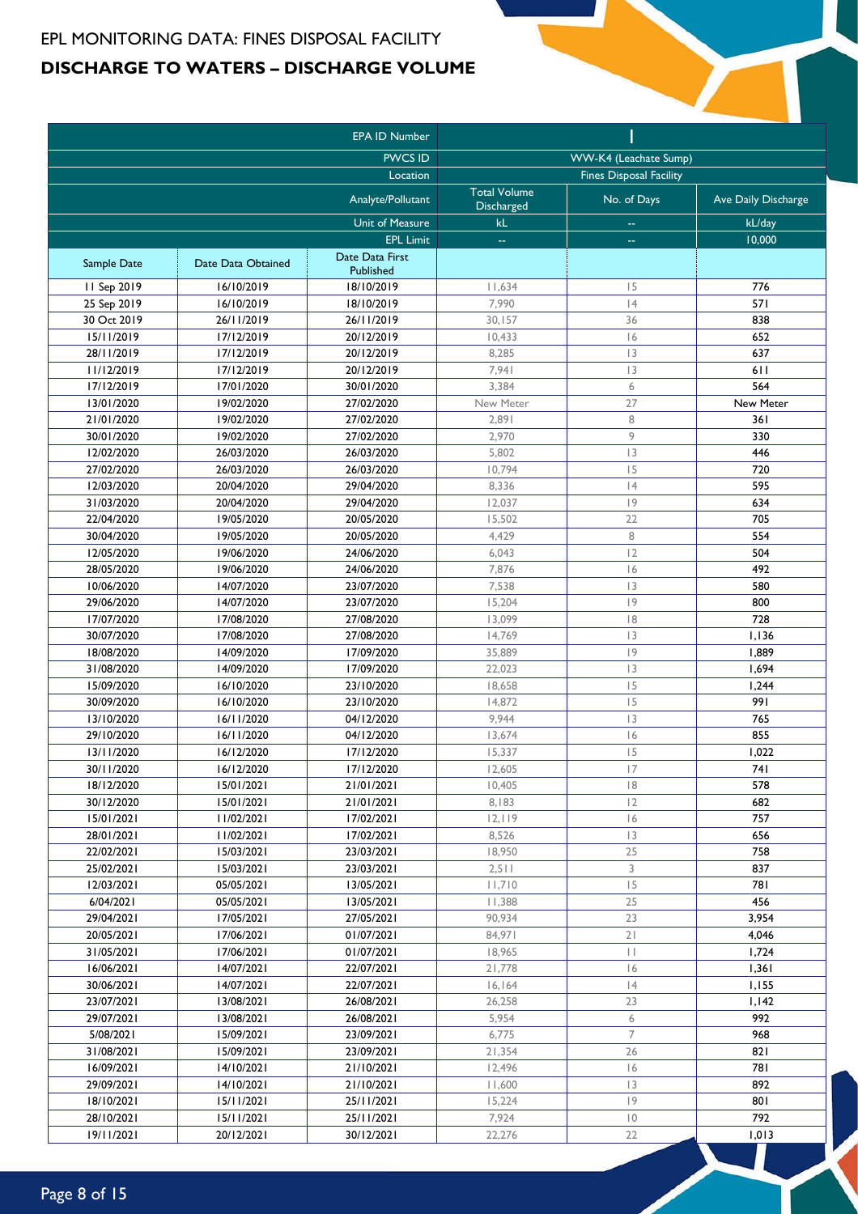EPL MONITORING DATA: FINES DISPOSAL FACILITY

## DISCHARGE TO WATERS – DISCHARGE VOLUME

| | | EPA ID Number | I | | |
|---|---|---|---|---|---|
| | | PWCS ID | WW-K4 (Leachate Sump) | | |
| | | Location | Fines Disposal Facility | | |
| | | Analyte/Pollutant | Total Volume Discharged | No. of Days | Ave Daily Discharge |
| | | Unit of Measure | kL | -- | kL/day |
| | | EPL Limit | -- | -- | 10,000 |
| Sample Date | Date Data Obtained | Date Data First Published | | | |
| 11 Sep 2019 | 16/10/2019 | 18/10/2019 | 11,634 | 15 | 776 |
| 25 Sep 2019 | 16/10/2019 | 18/10/2019 | 7,990 | 14 | 571 |
| 30 Oct 2019 | 26/11/2019 | 26/11/2019 | 30,157 | 36 | 838 |
| 15/11/2019 | 17/12/2019 | 20/12/2019 | 10,433 | 16 | 652 |
| 28/11/2019 | 17/12/2019 | 20/12/2019 | 8,285 | 13 | 637 |
| 11/12/2019 | 17/12/2019 | 20/12/2019 | 7,941 | 13 | 611 |
| 17/12/2019 | 17/01/2020 | 30/01/2020 | 3,384 | 6 | 564 |
| 13/01/2020 | 19/02/2020 | 27/02/2020 | New Meter | 27 | New Meter |
| 21/01/2020 | 19/02/2020 | 27/02/2020 | 2,891 | 8 | 361 |
| 30/01/2020 | 19/02/2020 | 27/02/2020 | 2,970 | 9 | 330 |
| 12/02/2020 | 26/03/2020 | 26/03/2020 | 5,802 | 13 | 446 |
| 27/02/2020 | 26/03/2020 | 26/03/2020 | 10,794 | 15 | 720 |
| 12/03/2020 | 20/04/2020 | 29/04/2020 | 8,336 | 14 | 595 |
| 31/03/2020 | 20/04/2020 | 29/04/2020 | 12,037 | 19 | 634 |
| 22/04/2020 | 19/05/2020 | 20/05/2020 | 15,502 | 22 | 705 |
| 30/04/2020 | 19/05/2020 | 20/05/2020 | 4,429 | 8 | 554 |
| 12/05/2020 | 19/06/2020 | 24/06/2020 | 6,043 | 12 | 504 |
| 28/05/2020 | 19/06/2020 | 24/06/2020 | 7,876 | 16 | 492 |
| 10/06/2020 | 14/07/2020 | 23/07/2020 | 7,538 | 13 | 580 |
| 29/06/2020 | 14/07/2020 | 23/07/2020 | 15,204 | 19 | 800 |
| 17/07/2020 | 17/08/2020 | 27/08/2020 | 13,099 | 18 | 728 |
| 30/07/2020 | 17/08/2020 | 27/08/2020 | 14,769 | 13 | 1,136 |
| 18/08/2020 | 14/09/2020 | 17/09/2020 | 35,889 | 19 | 1,889 |
| 31/08/2020 | 14/09/2020 | 17/09/2020 | 22,023 | 13 | 1,694 |
| 15/09/2020 | 16/10/2020 | 23/10/2020 | 18,658 | 15 | 1,244 |
| 30/09/2020 | 16/10/2020 | 23/10/2020 | 14,872 | 15 | 991 |
| 13/10/2020 | 16/11/2020 | 04/12/2020 | 9,944 | 13 | 765 |
| 29/10/2020 | 16/11/2020 | 04/12/2020 | 13,674 | 16 | 855 |
| 13/11/2020 | 16/12/2020 | 17/12/2020 | 15,337 | 15 | 1,022 |
| 30/11/2020 | 16/12/2020 | 17/12/2020 | 12,605 | 17 | 741 |
| 18/12/2020 | 15/01/2021 | 21/01/2021 | 10,405 | 18 | 578 |
| 30/12/2020 | 15/01/2021 | 21/01/2021 | 8,183 | 12 | 682 |
| 15/01/2021 | 11/02/2021 | 17/02/2021 | 12,119 | 16 | 757 |
| 28/01/2021 | 11/02/2021 | 17/02/2021 | 8,526 | 13 | 656 |
| 22/02/2021 | 15/03/2021 | 23/03/2021 | 18,950 | 25 | 758 |
| 25/02/2021 | 15/03/2021 | 23/03/2021 | 2,511 | 3 | 837 |
| 12/03/2021 | 05/05/2021 | 13/05/2021 | 11,710 | 15 | 781 |
| 6/04/2021 | 05/05/2021 | 13/05/2021 | 11,388 | 25 | 456 |
| 29/04/2021 | 17/05/2021 | 27/05/2021 | 90,934 | 23 | 3,954 |
| 20/05/2021 | 17/06/2021 | 01/07/2021 | 84,971 | 21 | 4,046 |
| 31/05/2021 | 17/06/2021 | 01/07/2021 | 18,965 | 11 | 1,724 |
| 16/06/2021 | 14/07/2021 | 22/07/2021 | 21,778 | 16 | 1,361 |
| 30/06/2021 | 14/07/2021 | 22/07/2021 | 16,164 | 14 | 1,155 |
| 23/07/2021 | 13/08/2021 | 26/08/2021 | 26,258 | 23 | 1,142 |
| 29/07/2021 | 13/08/2021 | 26/08/2021 | 5,954 | 6 | 992 |
| 5/08/2021 | 15/09/2021 | 23/09/2021 | 6,775 | 7 | 968 |
| 31/08/2021 | 15/09/2021 | 23/09/2021 | 21,354 | 26 | 821 |
| 16/09/2021 | 14/10/2021 | 21/10/2021 | 12,496 | 16 | 781 |
| 29/09/2021 | 14/10/2021 | 21/10/2021 | 11,600 | 13 | 892 |
| 18/10/2021 | 15/11/2021 | 25/11/2021 | 15,224 | 19 | 801 |
| 28/10/2021 | 15/11/2021 | 25/11/2021 | 7,924 | 10 | 792 |
| 19/11/2021 | 20/12/2021 | 30/12/2021 | 22,276 | 22 | 1,013 |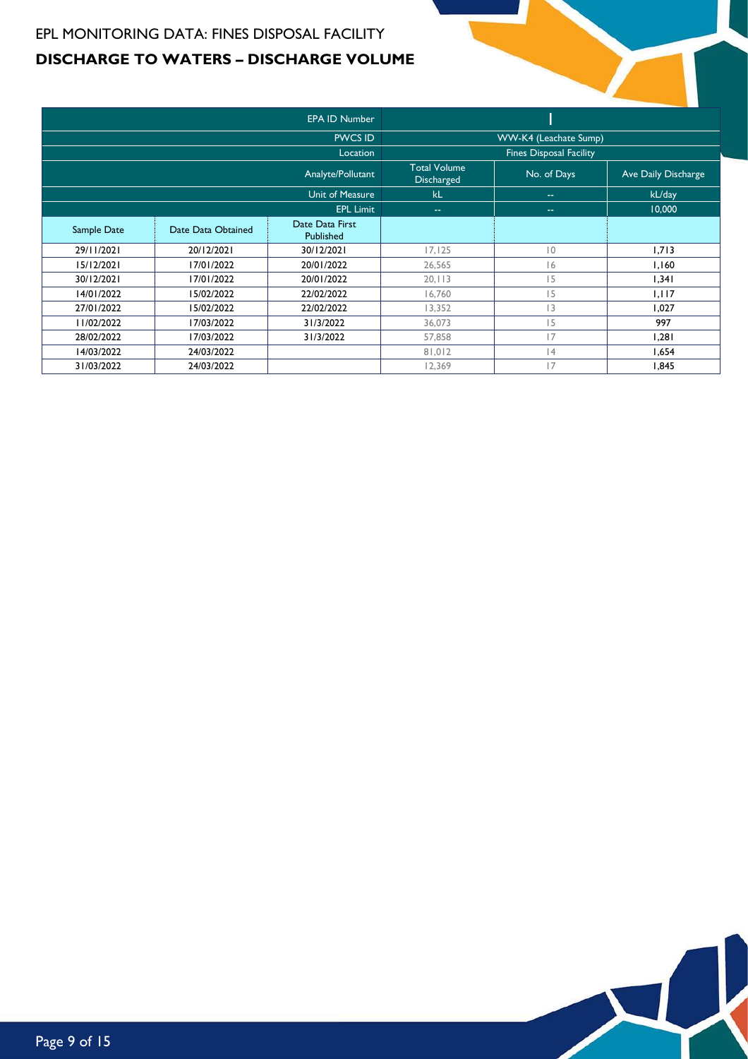EPL MONITORING DATA: FINES DISPOSAL FACILITY

## DISCHARGE TO WATERS – DISCHARGE VOLUME

| | | EPA ID Number | | | |
|---|---|---|---|---|---|
| | | PWCS ID | WW-K4 (Leachate Sump) | | |
| | | Location | Fines Disposal Facility | | |
| | | Analyte/Pollutant | Total Volume Discharged | No. of Days | Ave Daily Discharge |
| | | Unit of Measure | kL | -- | kL/day |
| | | EPL Limit | -- | -- | 10,000 |
| Sample Date | Date Data Obtained | Date Data First Published | | | |
| 29/11/2021 | 20/12/2021 | 30/12/2021 | 17,125 | 10 | 1,713 |
| 15/12/2021 | 17/01/2022 | 20/01/2022 | 26,565 | 16 | 1,160 |
| 30/12/2021 | 17/01/2022 | 20/01/2022 | 20,113 | 15 | 1,341 |
| 14/01/2022 | 15/02/2022 | 22/02/2022 | 16,760 | 15 | 1,117 |
| 27/01/2022 | 15/02/2022 | 22/02/2022 | 13,352 | 13 | 1,027 |
| 11/02/2022 | 17/03/2022 | 31/3/2022 | 36,073 | 15 | 997 |
| 28/02/2022 | 17/03/2022 | 31/3/2022 | 57,858 | 17 | 1,281 |
| 14/03/2022 | 24/03/2022 | | 81,012 | 14 | 1,654 |
| 31/03/2022 | 24/03/2022 | | 12,369 | 17 | 1,845 |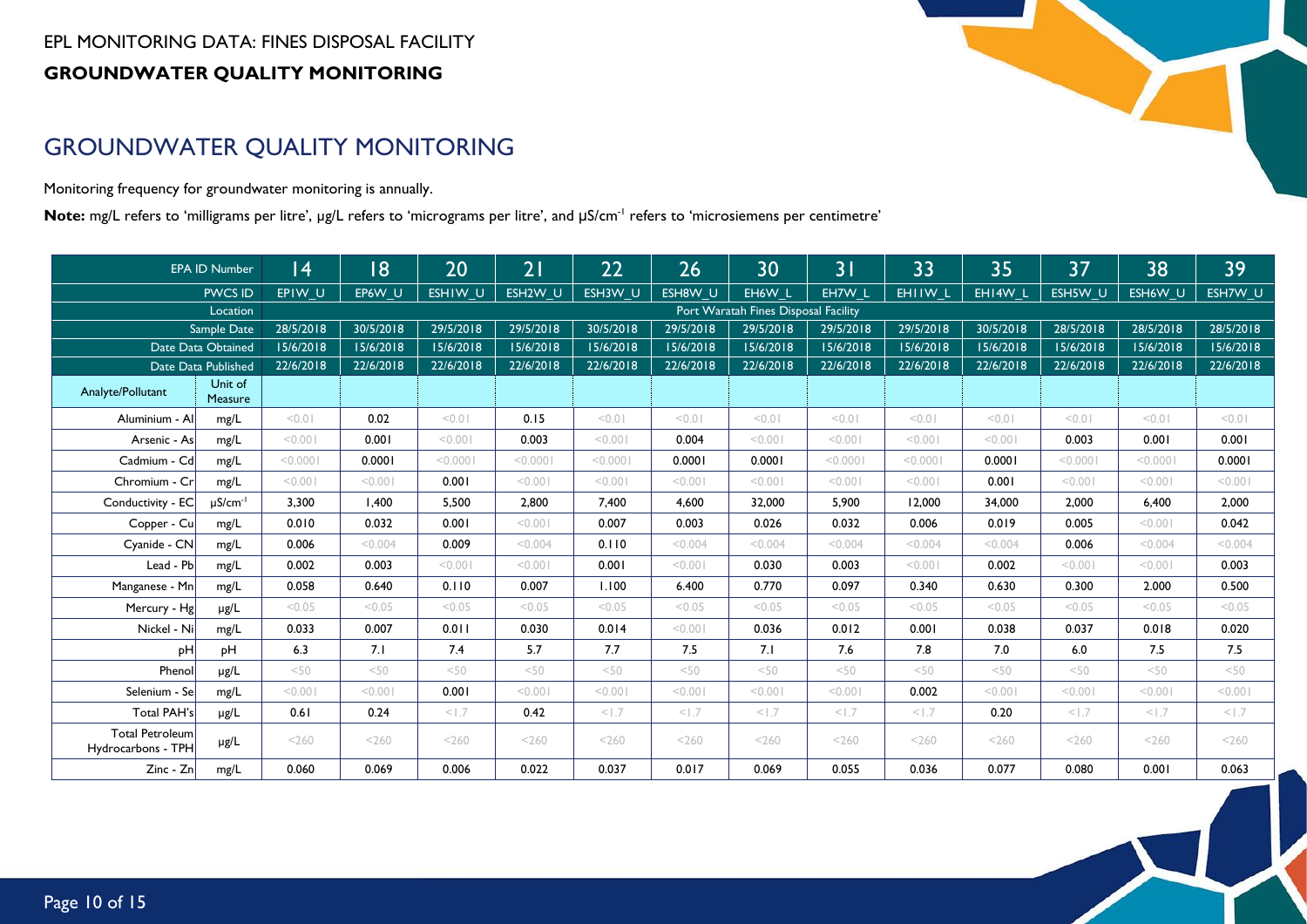EPL MONITORING DATA: FINES DISPOSAL FACILITY

**GROUNDWATER QUALITY MONITORING**

## GROUNDWATER QUALITY MONITORING

Monitoring frequency for groundwater monitoring is annually.

**Note:** mg/L refers to 'milligrams per litre', µg/L refers to 'micrograms per litre', and µS/cm$^{-1}$ refers to 'microsiemens per centimetre'

| EPA ID Number | | 14 | 18 | 20 | 21 | 22 | 26 | 30 | 31 | 33 | 35 | 37 | 38 | 39 |
|---|---|---|---|---|---|---|---|---|---|---|---|---|---|---|
| PWCS ID | | EP1W_U | EP6W_U | ESH1W_U | ESH2W_U | ESH3W_U | ESH8W_U | EH6W_L | EH7W_L | EH11W_L | EH14W_L | ESH5W_U | ESH6W_U | ESH7W_U |
| Location | | Port Waratah Fines Disposal Facility | | | | | | | | | | | | |
| Sample Date | | 28/5/2018 | 30/5/2018 | 29/5/2018 | 29/5/2018 | 30/5/2018 | 29/5/2018 | 29/5/2018 | 29/5/2018 | 29/5/2018 | 30/5/2018 | 28/5/2018 | 28/5/2018 | 28/5/2018 |
| Date Data Obtained | | 15/6/2018 | 15/6/2018 | 15/6/2018 | 15/6/2018 | 15/6/2018 | 15/6/2018 | 15/6/2018 | 15/6/2018 | 15/6/2018 | 15/6/2018 | 15/6/2018 | 15/6/2018 | 15/6/2018 |
| Date Data Published | | 22/6/2018 | 22/6/2018 | 22/6/2018 | 22/6/2018 | 22/6/2018 | 22/6/2018 | 22/6/2018 | 22/6/2018 | 22/6/2018 | 22/6/2018 | 22/6/2018 | 22/6/2018 | 22/6/2018 |
| Analyte/Pollutant | Unit of Measure | | | | | | | | | | | | | |
| Aluminium - Al | mg/L | <0.01 | 0.02 | <0.01 | 0.15 | <0.01 | <0.01 | <0.01 | <0.01 | <0.01 | <0.01 | <0.01 | <0.01 | <0.01 |
| Arsenic - As | mg/L | <0.001 | 0.001 | <0.001 | 0.003 | <0.001 | 0.004 | <0.001 | <0.001 | <0.001 | <0.001 | 0.003 | 0.001 | 0.001 |
| Cadmium - Cd | mg/L | <0.0001 | 0.0001 | <0.0001 | <0.0001 | <0.0001 | 0.0001 | 0.0001 | <0.0001 | <0.0001 | 0.0001 | <0.0001 | <0.0001 | 0.0001 |
| Chromium - Cr | mg/L | <0.001 | <0.001 | 0.001 | <0.001 | <0.001 | <0.001 | <0.001 | <0.001 | <0.001 | 0.001 | <0.001 | <0.001 | <0.001 |
| Conductivity - EC | µS/cm$^{-1}$ | 3,300 | 1,400 | 5,500 | 2,800 | 7,400 | 4,600 | 32,000 | 5,900 | 12,000 | 34,000 | 2,000 | 6,400 | 2,000 |
| Copper - Cu | mg/L | 0.010 | 0.032 | 0.001 | <0.001 | 0.007 | 0.003 | 0.026 | 0.032 | 0.006 | 0.019 | 0.005 | <0.001 | 0.042 |
| Cyanide - CN | mg/L | 0.006 | <0.004 | 0.009 | <0.004 | 0.110 | <0.004 | <0.004 | <0.004 | <0.004 | <0.004 | 0.006 | <0.004 | <0.004 |
| Lead - Pb | mg/L | 0.002 | 0.003 | <0.001 | <0.001 | 0.001 | <0.001 | 0.030 | 0.003 | <0.001 | 0.002 | <0.001 | <0.001 | 0.003 |
| Manganese - Mn | mg/L | 0.058 | 0.640 | 0.110 | 0.007 | 1.100 | 6.400 | 0.770 | 0.097 | 0.340 | 0.630 | 0.300 | 2.000 | 0.500 |
| Mercury - Hg | µg/L | <0.05 | <0.05 | <0.05 | <0.05 | <0.05 | <0.05 | <0.05 | <0.05 | <0.05 | <0.05 | <0.05 | <0.05 | <0.05 |
| Nickel - Ni | mg/L | 0.033 | 0.007 | 0.011 | 0.030 | 0.014 | <0.001 | 0.036 | 0.012 | 0.001 | 0.038 | 0.037 | 0.018 | 0.020 |
| pH | pH | 6.3 | 7.1 | 7.4 | 5.7 | 7.7 | 7.5 | 7.1 | 7.6 | 7.8 | 7.0 | 6.0 | 7.5 | 7.5 |
| Phenol | µg/L | <50 | <50 | <50 | <50 | <50 | <50 | <50 | <50 | <50 | <50 | <50 | <50 | <50 |
| Selenium - Se | mg/L | <0.001 | <0.001 | 0.001 | <0.001 | <0.001 | <0.001 | <0.001 | <0.001 | 0.002 | <0.001 | <0.001 | <0.001 | <0.001 |
| Total PAH's | µg/L | 0.61 | 0.24 | <1.7 | 0.42 | <1.7 | <1.7 | <1.7 | <1.7 | <1.7 | 0.20 | <1.7 | <1.7 | <1.7 |
| Total Petroleum Hydrocarbons - TPH | µg/L | <260 | <260 | <260 | <260 | <260 | <260 | <260 | <260 | <260 | <260 | <260 | <260 | <260 |
| Zinc - Zn | mg/L | 0.060 | 0.069 | 0.006 | 0.022 | 0.037 | 0.017 | 0.069 | 0.055 | 0.036 | 0.077 | 0.080 | 0.001 | 0.063 |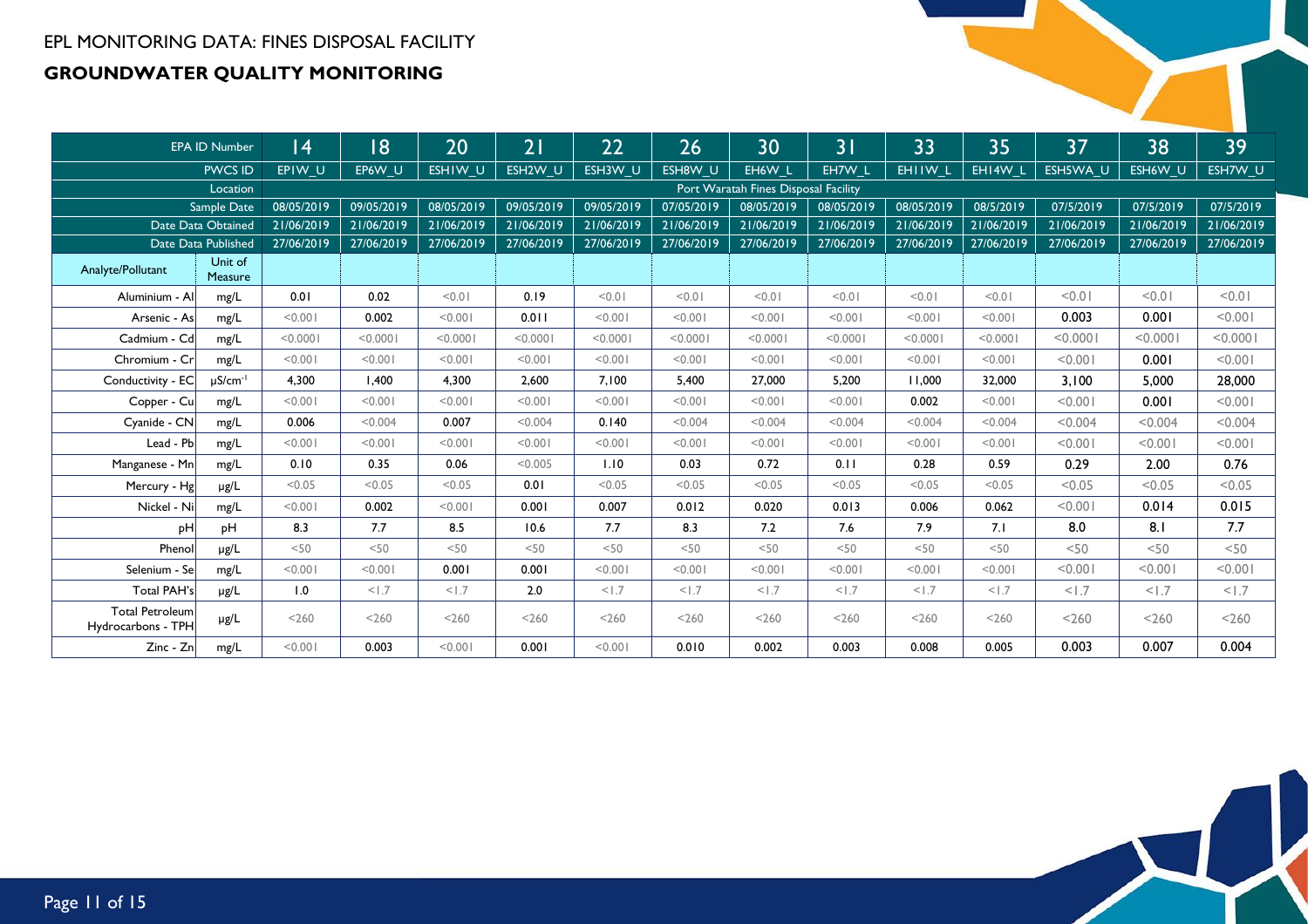EPL MONITORING DATA: FINES DISPOSAL FACILITY

## GROUNDWATER QUALITY MONITORING

| EPA ID Number | | 14 | 18 | 20 | 21 | 22 | 26 | 30 | 31 | 33 | 35 | 37 | 38 | 39 |
|---|---|---|---|---|---|---|---|---|---|---|---|---|---|---|
| PWCS ID | | EP1W_U | EP6W_U | ESH1W_U | ESH2W_U | ESH3W_U | ESH8W_U | EH6W_L | EH7W_L | EH11W_L | EH14W_L | ESH5WA_U | ESH6W_U | ESH7W_U |
| Location | | Port Waratah Fines Disposal Facility | | | | | | | | | | | | |
| Sample Date | | 08/05/2019 | 09/05/2019 | 08/05/2019 | 09/05/2019 | 09/05/2019 | 07/05/2019 | 08/05/2019 | 08/05/2019 | 08/05/2019 | 08/5/2019 | 07/5/2019 | 07/5/2019 | 07/5/2019 |
| Date Data Obtained | | 21/06/2019 | 21/06/2019 | 21/06/2019 | 21/06/2019 | 21/06/2019 | 21/06/2019 | 21/06/2019 | 21/06/2019 | 21/06/2019 | 21/06/2019 | 21/06/2019 | 21/06/2019 | 21/06/2019 |
| Date Data Published | | 27/06/2019 | 27/06/2019 | 27/06/2019 | 27/06/2019 | 27/06/2019 | 27/06/2019 | 27/06/2019 | 27/06/2019 | 27/06/2019 | 27/06/2019 | 27/06/2019 | 27/06/2019 | 27/06/2019 |
| Analyte/Pollutant | Unit of Measure | | | | | | | | | | | | | |
| Aluminium - Al | mg/L | 0.01 | 0.02 | <0.01 | 0.19 | <0.01 | <0.01 | <0.01 | <0.01 | <0.01 | <0.01 | <0.01 | <0.01 | <0.01 |
| Arsenic - As | mg/L | <0.001 | 0.002 | <0.001 | 0.011 | <0.001 | <0.001 | <0.001 | <0.001 | <0.001 | <0.001 | 0.003 | 0.001 | <0.001 |
| Cadmium - Cd | mg/L | <0.0001 | <0.0001 | <0.0001 | <0.0001 | <0.0001 | <0.0001 | <0.0001 | <0.0001 | <0.0001 | <0.0001 | <0.0001 | <0.0001 | <0.0001 |
| Chromium - Cr | mg/L | <0.001 | <0.001 | <0.001 | <0.001 | <0.001 | <0.001 | <0.001 | <0.001 | <0.001 | <0.001 | <0.001 | 0.001 | <0.001 |
| Conductivity - EC | $\mu S/cm^{-1}$ | 4,300 | 1,400 | 4,300 | 2,600 | 7,100 | 5,400 | 27,000 | 5,200 | 11,000 | 32,000 | 3,100 | 5,000 | 28,000 |
| Copper - Cu | mg/L | <0.001 | <0.001 | <0.001 | <0.001 | <0.001 | <0.001 | <0.001 | <0.001 | 0.002 | <0.001 | <0.001 | 0.001 | <0.001 |
| Cyanide - CN | mg/L | 0.006 | <0.004 | 0.007 | <0.004 | 0.140 | <0.004 | <0.004 | <0.004 | <0.004 | <0.004 | <0.004 | <0.004 | <0.004 |
| Lead - Pb | mg/L | <0.001 | <0.001 | <0.001 | <0.001 | <0.001 | <0.001 | <0.001 | <0.001 | <0.001 | <0.001 | <0.001 | <0.001 | <0.001 |
| Manganese - Mn | mg/L | 0.10 | 0.35 | 0.06 | <0.005 | 1.10 | 0.03 | 0.72 | 0.11 | 0.28 | 0.59 | 0.29 | 2.00 | 0.76 |
| Mercury - Hg | µg/L | <0.05 | <0.05 | <0.05 | 0.01 | <0.05 | <0.05 | <0.05 | <0.05 | <0.05 | <0.05 | <0.05 | <0.05 | <0.05 |
| Nickel - Ni | mg/L | <0.001 | 0.002 | <0.001 | 0.001 | 0.007 | 0.012 | 0.020 | 0.013 | 0.006 | 0.062 | <0.001 | 0.014 | 0.015 |
| pH | pH | 8.3 | 7.7 | 8.5 | 10.6 | 7.7 | 8.3 | 7.2 | 7.6 | 7.9 | 7.1 | 8.0 | 8.1 | 7.7 |
| Phenol | µg/L | <50 | <50 | <50 | <50 | <50 | <50 | <50 | <50 | <50 | <50 | <50 | <50 | <50 |
| Selenium - Se | mg/L | <0.001 | <0.001 | 0.001 | 0.001 | <0.001 | <0.001 | <0.001 | <0.001 | <0.001 | <0.001 | <0.001 | <0.001 | <0.001 |
| Total PAH's | µg/L | 1.0 | <1.7 | <1.7 | 2.0 | <1.7 | <1.7 | <1.7 | <1.7 | <1.7 | <1.7 | <1.7 | <1.7 | <1.7 |
| Total Petroleum Hydrocarbons - TPH | µg/L | <260 | <260 | <260 | <260 | <260 | <260 | <260 | <260 | <260 | <260 | <260 | <260 | <260 |
| Zinc - Zn | mg/L | <0.001 | 0.003 | <0.001 | 0.001 | <0.001 | 0.010 | 0.002 | 0.003 | 0.008 | 0.005 | 0.003 | 0.007 | 0.004 |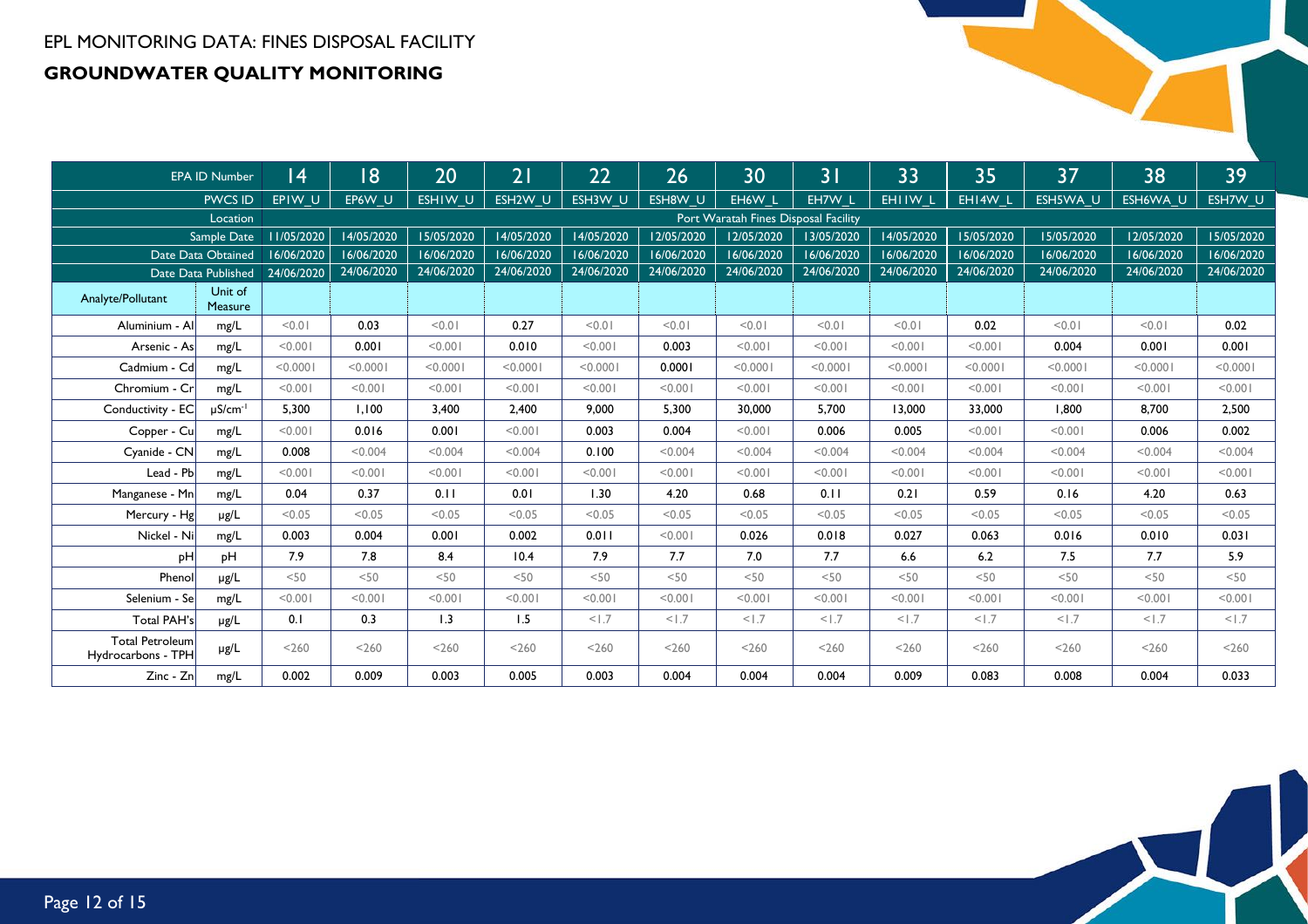EPL MONITORING DATA: FINES DISPOSAL FACILITY

## GROUNDWATER QUALITY MONITORING

| EPA ID Number | | 14 | 18 | 20 | 21 | 22 | 26 | 30 | 31 | 33 | 35 | 37 | 38 | 39 |
|---|---|---|---|---|---|---|---|---|---|---|---|---|---|---|
| PWCS ID | | EP1W_U | EP6W_U | ESH1W_U | ESH2W_U | ESH3W_U | ESH8W_U | EH6W_L | EH7W_L | EH11W_L | EH14W_L | ESH5WA_U | ESH6WA_U | ESH7W_U |
| Location | | Port Waratah Fines Disposal Facility | | | | | | | | | | | | |
| Sample Date | | 11/05/2020 | 14/05/2020 | 15/05/2020 | 14/05/2020 | 14/05/2020 | 12/05/2020 | 12/05/2020 | 13/05/2020 | 14/05/2020 | 15/05/2020 | 15/05/2020 | 12/05/2020 | 15/05/2020 |
| Date Data Obtained | | 16/06/2020 | 16/06/2020 | 16/06/2020 | 16/06/2020 | 16/06/2020 | 16/06/2020 | 16/06/2020 | 16/06/2020 | 16/06/2020 | 16/06/2020 | 16/06/2020 | 16/06/2020 | 16/06/2020 |
| Date Data Published | | 24/06/2020 | 24/06/2020 | 24/06/2020 | 24/06/2020 | 24/06/2020 | 24/06/2020 | 24/06/2020 | 24/06/2020 | 24/06/2020 | 24/06/2020 | 24/06/2020 | 24/06/2020 | 24/06/2020 |
| Analyte/Pollutant | Unit of Measure | | | | | | | | | | | | | |
| Aluminium - Al | mg/L | <0.01 | 0.03 | <0.01 | 0.27 | <0.01 | <0.01 | <0.01 | <0.01 | <0.01 | 0.02 | <0.01 | <0.01 | 0.02 |
| Arsenic - As | mg/L | <0.001 | 0.001 | <0.001 | 0.010 | <0.001 | 0.003 | <0.001 | <0.001 | <0.001 | <0.001 | 0.004 | 0.001 | 0.001 |
| Cadmium - Cd | mg/L | <0.0001 | <0.0001 | <0.0001 | <0.0001 | <0.0001 | 0.0001 | <0.0001 | <0.0001 | <0.0001 | <0.0001 | <0.0001 | <0.0001 | <0.0001 |
| Chromium - Cr | mg/L | <0.001 | <0.001 | <0.001 | <0.001 | <0.001 | <0.001 | <0.001 | <0.001 | <0.001 | <0.001 | <0.001 | <0.001 | <0.001 |
| Conductivity - EC | $\mu S/cm^{-1}$ | 5,300 | 1,100 | 3,400 | 2,400 | 9,000 | 5,300 | 30,000 | 5,700 | 13,000 | 33,000 | 1,800 | 8,700 | 2,500 |
| Copper - Cu | mg/L | <0.001 | 0.016 | 0.001 | <0.001 | 0.003 | 0.004 | <0.001 | 0.006 | 0.005 | <0.001 | <0.001 | 0.006 | 0.002 |
| Cyanide - CN | mg/L | 0.008 | <0.004 | <0.004 | <0.004 | 0.100 | <0.004 | <0.004 | <0.004 | <0.004 | <0.004 | <0.004 | <0.004 | <0.004 |
| Lead - Pb | mg/L | <0.001 | <0.001 | <0.001 | <0.001 | <0.001 | <0.001 | <0.001 | <0.001 | <0.001 | <0.001 | <0.001 | <0.001 | <0.001 |
| Manganese - Mn | mg/L | 0.04 | 0.37 | 0.11 | 0.01 | 1.30 | 4.20 | 0.68 | 0.11 | 0.21 | 0.59 | 0.16 | 4.20 | 0.63 |
| Mercury - Hg | µg/L | <0.05 | <0.05 | <0.05 | <0.05 | <0.05 | <0.05 | <0.05 | <0.05 | <0.05 | <0.05 | <0.05 | <0.05 | <0.05 |
| Nickel - Ni | mg/L | 0.003 | 0.004 | 0.001 | 0.002 | 0.011 | <0.001 | 0.026 | 0.018 | 0.027 | 0.063 | 0.016 | 0.010 | 0.031 |
| pH | pH | 7.9 | 7.8 | 8.4 | 10.4 | 7.9 | 7.7 | 7.0 | 7.7 | 6.6 | 6.2 | 7.5 | 7.7 | 5.9 |
| Phenol | µg/L | <50 | <50 | <50 | <50 | <50 | <50 | <50 | <50 | <50 | <50 | <50 | <50 | <50 |
| Selenium - Se | mg/L | <0.001 | <0.001 | <0.001 | <0.001 | <0.001 | <0.001 | <0.001 | <0.001 | <0.001 | <0.001 | <0.001 | <0.001 | <0.001 |
| Total PAH's | µg/L | 0.1 | 0.3 | 1.3 | 1.5 | <1.7 | <1.7 | <1.7 | <1.7 | <1.7 | <1.7 | <1.7 | <1.7 | <1.7 |
| Total Petroleum Hydrocarbons - TPH | µg/L | <260 | <260 | <260 | <260 | <260 | <260 | <260 | <260 | <260 | <260 | <260 | <260 | <260 |
| Zinc - Zn | mg/L | 0.002 | 0.009 | 0.003 | 0.005 | 0.003 | 0.004 | 0.004 | 0.004 | 0.009 | 0.083 | 0.008 | 0.004 | 0.033 |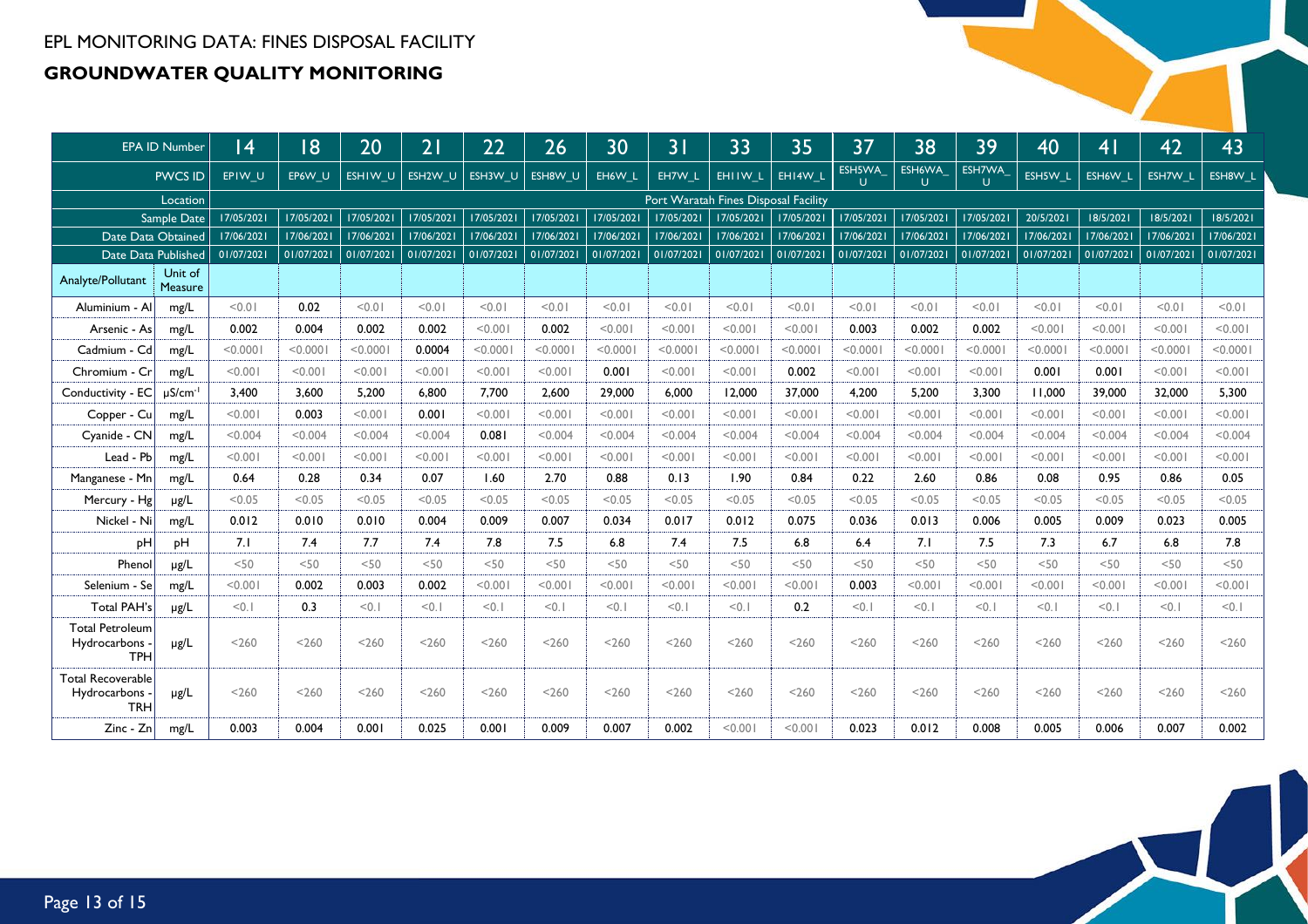EPL MONITORING DATA: FINES DISPOSAL FACILITY

## GROUNDWATER QUALITY MONITORING

| EPA ID Number | | 14 | 18 | 20 | 21 | 22 | 26 | 30 | 31 | 33 | 35 | 37 | 38 | 39 | 40 | 41 | 42 | 43 |
|---|---|---|---|---|---|---|---|---|---|---|---|---|---|---|---|---|---|---|
| PWCS ID | | EP1W_U | EP6W_U | ESH1W_U | ESH2W_U | ESH3W_U | ESH8W_U | EH6W_L | EH7W_L | EH11W_L | EH14W_L | ESH5WA_U | ESH6WA_U | ESH7WA_U | ESH5W_L | ESH6W_L | ESH7W_L | ESH8W_L |
| Location | | Port Waratah Fines Disposal Facility | | | | | | | | | | | | | | | | |
| Sample Date | | 17/05/2021 | 17/05/2021 | 17/05/2021 | 17/05/2021 | 17/05/2021 | 17/05/2021 | 17/05/2021 | 17/05/2021 | 17/05/2021 | 17/05/2021 | 17/05/2021 | 17/05/2021 | 17/05/2021 | 20/5/2021 | 18/5/2021 | 18/5/2021 | 18/5/2021 |
| Date Data Obtained | | 17/06/2021 | 17/06/2021 | 17/06/2021 | 17/06/2021 | 17/06/2021 | 17/06/2021 | 17/06/2021 | 17/06/2021 | 17/06/2021 | 17/06/2021 | 17/06/2021 | 17/06/2021 | 17/06/2021 | 17/06/2021 | 17/06/2021 | 17/06/2021 | 17/06/2021 |
| Date Data Published | | 01/07/2021 | 01/07/2021 | 01/07/2021 | 01/07/2021 | 01/07/2021 | 01/07/2021 | 01/07/2021 | 01/07/2021 | 01/07/2021 | 01/07/2021 | 01/07/2021 | 01/07/2021 | 01/07/2021 | 01/07/2021 | 01/07/2021 | 01/07/2021 | 01/07/2021 |
| Analyte/Pollutant | Unit of Measure | | | | | | | | | | | | | | | | | |
| Aluminium - Al | mg/L | <0.01 | 0.02 | <0.01 | <0.01 | <0.01 | <0.01 | <0.01 | <0.01 | <0.01 | <0.01 | <0.01 | <0.01 | <0.01 | <0.01 | <0.01 | <0.01 | <0.01 |
| Arsenic - As | mg/L | 0.002 | 0.004 | 0.002 | 0.002 | <0.001 | 0.002 | <0.001 | <0.001 | <0.001 | <0.001 | 0.003 | 0.002 | 0.002 | <0.001 | <0.001 | <0.001 | <0.001 |
| Cadmium - Cd | mg/L | <0.0001 | <0.0001 | <0.0001 | 0.0004 | <0.0001 | <0.0001 | <0.0001 | <0.0001 | <0.0001 | <0.0001 | <0.0001 | <0.0001 | <0.0001 | <0.0001 | <0.0001 | <0.0001 | <0.0001 |
| Chromium - Cr | mg/L | <0.001 | <0.001 | <0.001 | <0.001 | <0.001 | <0.001 | 0.001 | <0.001 | <0.001 | 0.002 | <0.001 | <0.001 | <0.001 | 0.001 | 0.001 | <0.001 | <0.001 |
| Conductivity - EC | $\mu S/cm^{-1}$ | 3,400 | 3,600 | 5,200 | 6,800 | 7,700 | 2,600 | 29,000 | 6,000 | 12,000 | 37,000 | 4,200 | 5,200 | 3,300 | 11,000 | 39,000 | 32,000 | 5,300 |
| Copper - Cu | mg/L | <0.001 | 0.003 | <0.001 | 0.001 | <0.001 | <0.001 | <0.001 | <0.001 | <0.001 | <0.001 | <0.001 | <0.001 | <0.001 | <0.001 | <0.001 | <0.001 | <0.001 |
| Cyanide - CN | mg/L | <0.004 | <0.004 | <0.004 | <0.004 | 0.081 | <0.004 | <0.004 | <0.004 | <0.004 | <0.004 | <0.004 | <0.004 | <0.004 | <0.004 | <0.004 | <0.004 | <0.004 |
| Lead - Pb | mg/L | <0.001 | <0.001 | <0.001 | <0.001 | <0.001 | <0.001 | <0.001 | <0.001 | <0.001 | <0.001 | <0.001 | <0.001 | <0.001 | <0.001 | <0.001 | <0.001 | <0.001 |
| Manganese - Mn | mg/L | 0.64 | 0.28 | 0.34 | 0.07 | 1.60 | 2.70 | 0.88 | 0.13 | 1.90 | 0.84 | 0.22 | 2.60 | 0.86 | 0.08 | 0.95 | 0.86 | 0.05 |
| Mercury - Hg | µg/L | <0.05 | <0.05 | <0.05 | <0.05 | <0.05 | <0.05 | <0.05 | <0.05 | <0.05 | <0.05 | <0.05 | <0.05 | <0.05 | <0.05 | <0.05 | <0.05 | <0.05 |
| Nickel - Ni | mg/L | 0.012 | 0.010 | 0.010 | 0.004 | 0.009 | 0.007 | 0.034 | 0.017 | 0.012 | 0.075 | 0.036 | 0.013 | 0.006 | 0.005 | 0.009 | 0.023 | 0.005 |
| pH | pH | 7.1 | 7.4 | 7.7 | 7.4 | 7.8 | 7.5 | 6.8 | 7.4 | 7.5 | 6.8 | 6.4 | 7.1 | 7.5 | 7.3 | 6.7 | 6.8 | 7.8 |
| Phenol | µg/L | <50 | <50 | <50 | <50 | <50 | <50 | <50 | <50 | <50 | <50 | <50 | <50 | <50 | <50 | <50 | <50 | <50 |
| Selenium - Se | mg/L | <0.001 | 0.002 | 0.003 | 0.002 | <0.001 | <0.001 | <0.001 | <0.001 | <0.001 | <0.001 | 0.003 | <0.001 | <0.001 | <0.001 | <0.001 | <0.001 | <0.001 |
| Total PAH's | µg/L | <0.1 | 0.3 | <0.1 | <0.1 | <0.1 | <0.1 | <0.1 | <0.1 | <0.1 | 0.2 | <0.1 | <0.1 | <0.1 | <0.1 | <0.1 | <0.1 | <0.1 |
| Total Petroleum Hydrocarbons - TPH | µg/L | <260 | <260 | <260 | <260 | <260 | <260 | <260 | <260 | <260 | <260 | <260 | <260 | <260 | <260 | <260 | <260 | <260 |
| Total Recoverable Hydrocarbons - TRH | µg/L | <260 | <260 | <260 | <260 | <260 | <260 | <260 | <260 | <260 | <260 | <260 | <260 | <260 | <260 | <260 | <260 | <260 |
| Zinc - Zn | mg/L | 0.003 | 0.004 | 0.001 | 0.025 | 0.001 | 0.009 | 0.007 | 0.002 | <0.001 | <0.001 | 0.023 | 0.012 | 0.008 | 0.005 | 0.006 | 0.007 | 0.002 |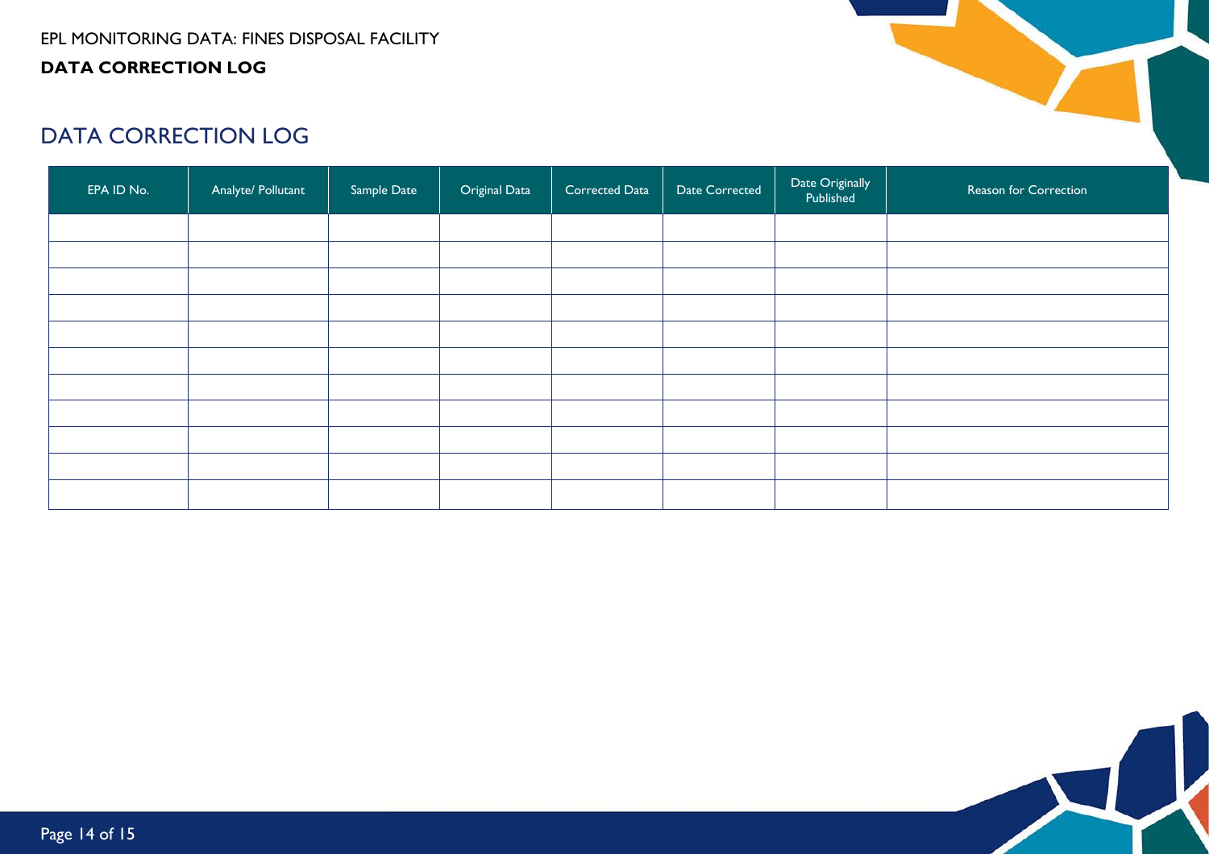# DATA CORRECTION LOG

| EPA ID No. | Analyte/ Pollutant | Sample Date | Original Data | Corrected Data | Date Corrected | Date Originally Published | Reason for Correction |
|---|---|---|---|---|---|---|---|
| | | | | | | | |
| | | | | | | | |
| | | | | | | | |
| | | | | | | | |
| | | | | | | | |
| | | | | | | | |
| | | | | | | | |
| | | | | | | | |
| | | | | | | | |
| | | | | | | | |
| | | | | | | | |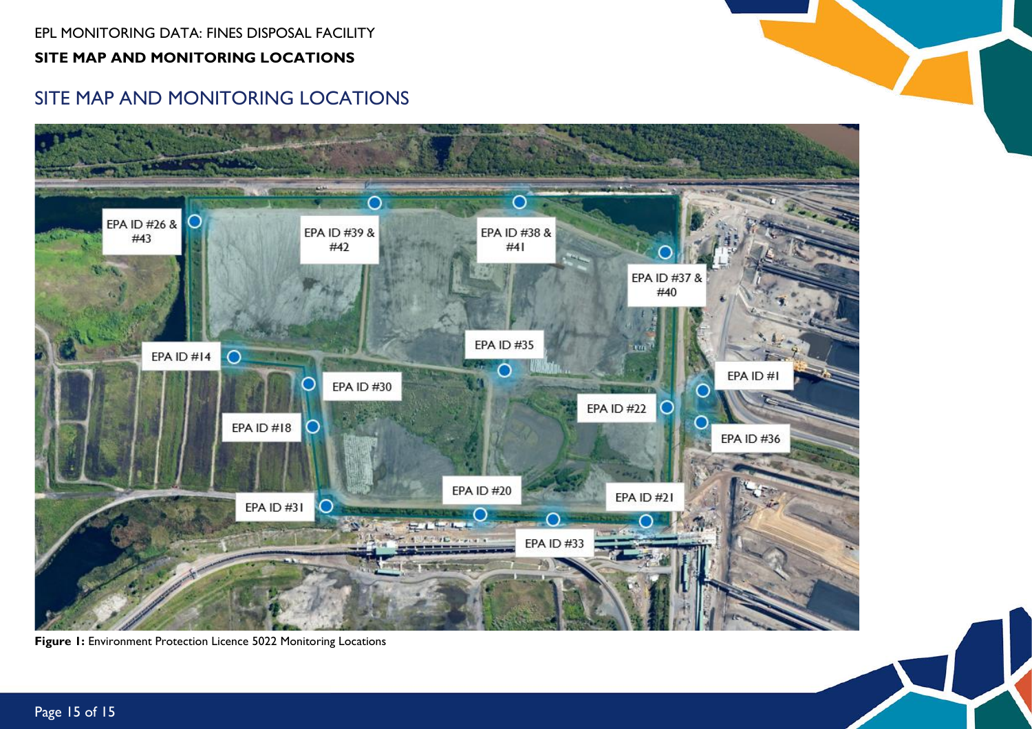## SITE MAP AND MONITORING LOCATIONS

EPA ID #26 & #43

EPA ID #39 & #42

EPA ID #38 & #41

EPA ID #37 & #40

EPA ID #14

EPA ID #30

EPA ID #35

EPA ID #1

EPA ID #22

EPA ID #18

EPA ID #36

EPA ID #31

EPA ID #20

EPA ID #21

EPA ID #33

**Figure 1:** Environment Protection Licence 5022 Monitoring Locations